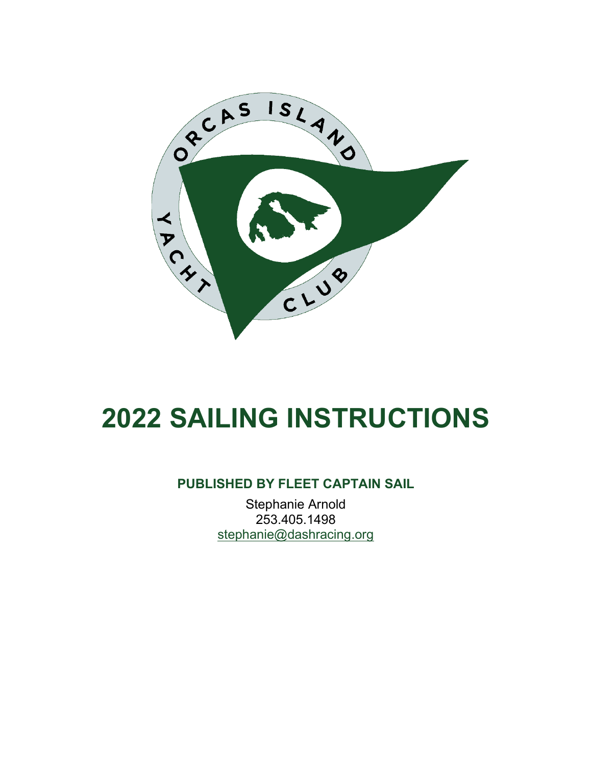ORCAS ISLAND YACHT CLUB

# 2022 SAILING INSTRUCTIONS

**PUBLISHED BY FLEET CAPTAIN SAIL**

Stephanie Arnold
253.405.1498
stephanie@dashracing.org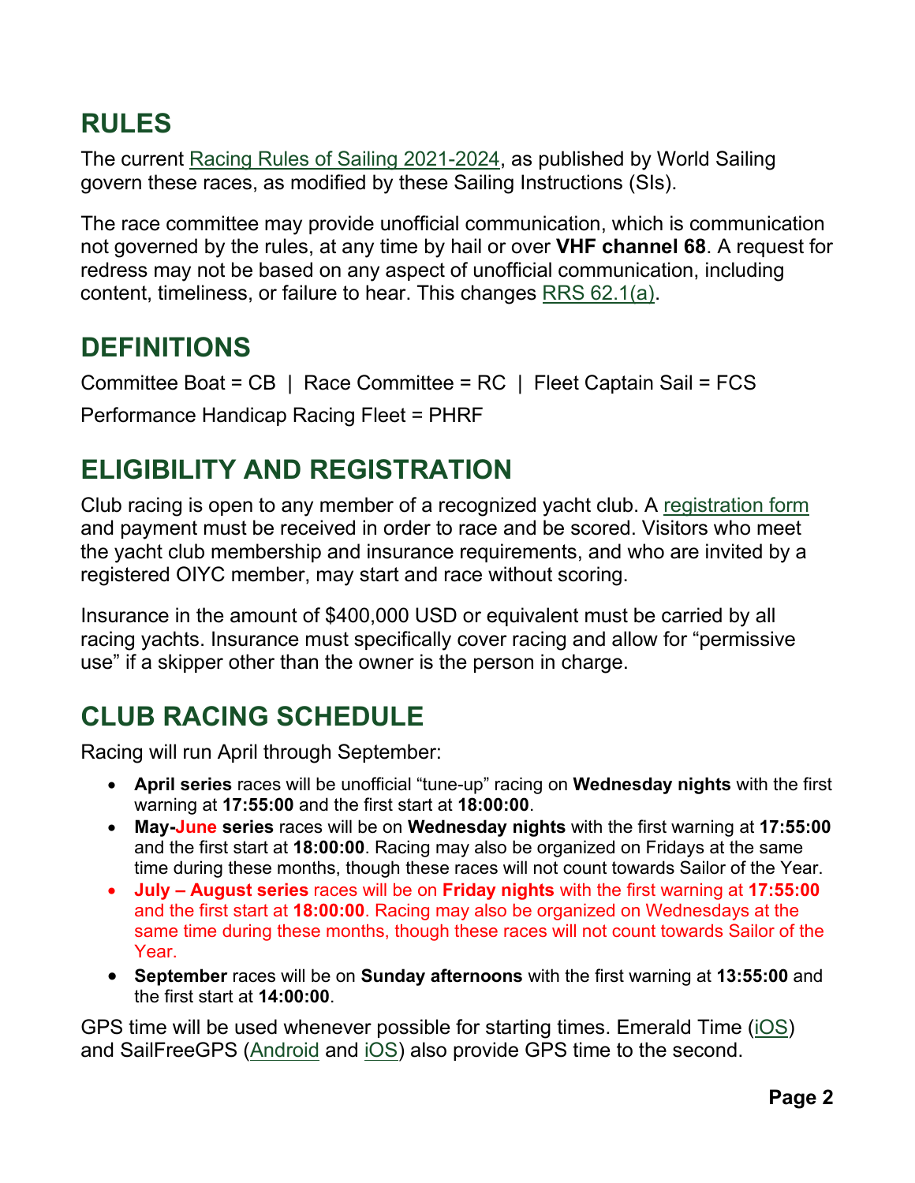## RULES

The current Racing Rules of Sailing 2021-2024, as published by World Sailing govern these races, as modified by these Sailing Instructions (SIs).

The race committee may provide unofficial communication, which is communication not governed by the rules, at any time by hail or over **VHF channel 68**. A request for redress may not be based on any aspect of unofficial communication, including content, timeliness, or failure to hear. This changes RRS 62.1(a).

## DEFINITIONS

Committee Boat = CB | Race Committee = RC | Fleet Captain Sail = FCS

Performance Handicap Racing Fleet = PHRF

## ELIGIBILITY AND REGISTRATION

Club racing is open to any member of a recognized yacht club. A registration form and payment must be received in order to race and be scored. Visitors who meet the yacht club membership and insurance requirements, and who are invited by a registered OIYC member, may start and race without scoring.

Insurance in the amount of $400,000 USD or equivalent must be carried by all racing yachts. Insurance must specifically cover racing and allow for "permissive use" if a skipper other than the owner is the person in charge.

## CLUB RACING SCHEDULE

Racing will run April through September:

- **April series** races will be unofficial "tune-up" racing on **Wednesday nights** with the first warning at **17:55:00** and the first start at **18:00:00**.
- **May-June series** races will be on **Wednesday nights** with the first warning at **17:55:00** and the first start at **18:00:00**. Racing may also be organized on Fridays at the same time during these months, though these races will not count towards Sailor of the Year.
- **July – August series** races will be on **Friday nights** with the first warning at **17:55:00** and the first start at **18:00:00**. Racing may also be organized on Wednesdays at the same time during these months, though these races will not count towards Sailor of the Year.
- **September** races will be on **Sunday afternoons** with the first warning at **13:55:00** and the first start at **14:00:00**.

GPS time will be used whenever possible for starting times. Emerald Time (iOS) and SailFreeGPS (Android and iOS) also provide GPS time to the second.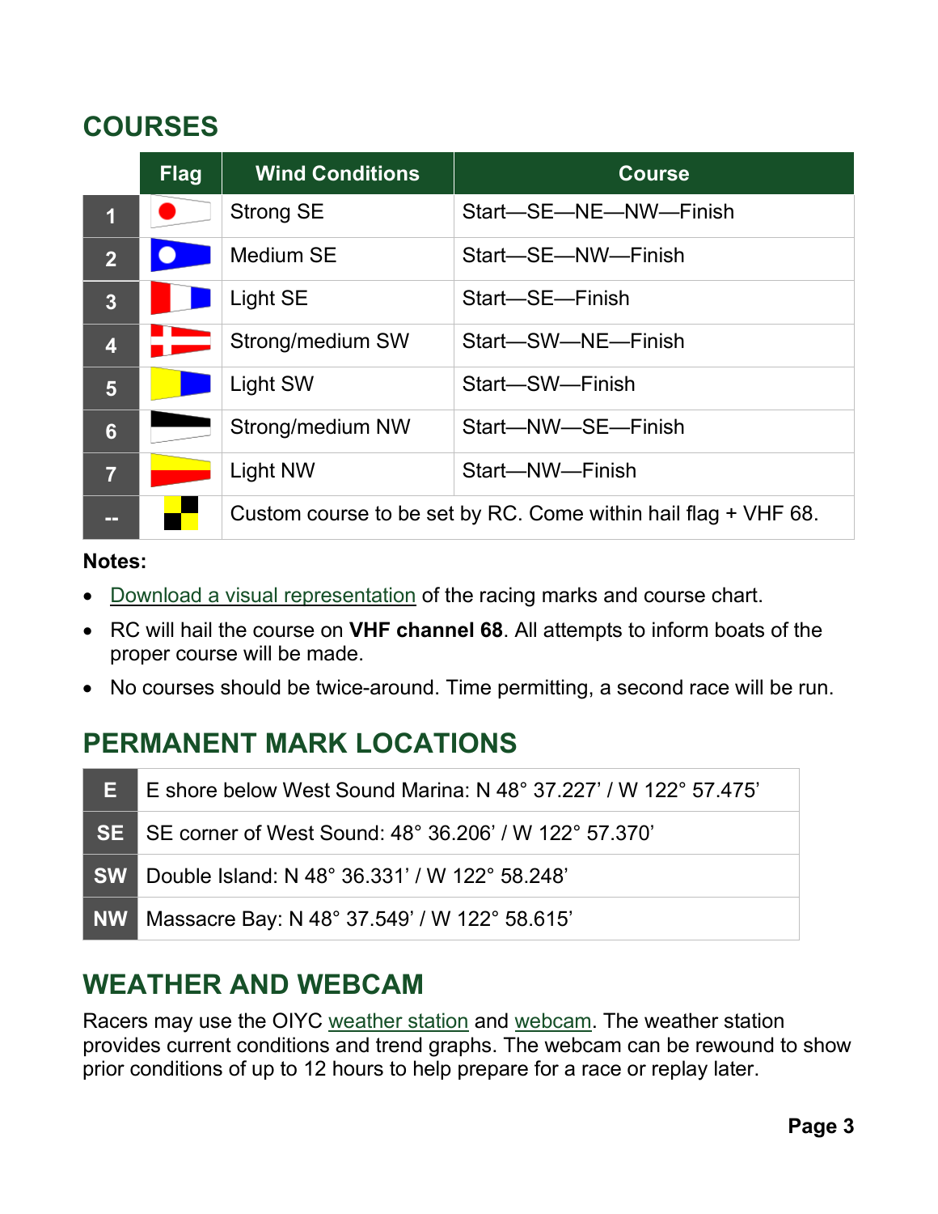## COURSES

| | Flag | Wind Conditions | Course |
|---|---|---|---|
| 1 | | Strong SE | Start—SE—NE—NW—Finish |
| 2 | | Medium SE | Start—SE—NW—Finish |
| 3 | | Light SE | Start—SE—Finish |
| 4 | | Strong/medium SW | Start—SW—NE—Finish |
| 5 | | Light SW | Start—SW—Finish |
| 6 | | Strong/medium NW | Start—NW—SE—Finish |
| 7 | | Light NW | Start—NW—Finish |
| -- | | Custom course to be set by RC. Come within hail flag + VHF 68. | |

**Notes:**

- Download a visual representation of the racing marks and course chart.
- RC will hail the course on **VHF channel 68**. All attempts to inform boats of the proper course will be made.
- No courses should be twice-around. Time permitting, a second race will be run.

## PERMANENT MARK LOCATIONS

| | |
|---|---|
| E | E shore below West Sound Marina: N 48° 37.227’ / W 122° 57.475’ |
| SE | SE corner of West Sound: 48° 36.206’ / W 122° 57.370’ |
| SW | Double Island: N 48° 36.331’ / W 122° 58.248’ |
| NW | Massacre Bay: N 48° 37.549’ / W 122° 58.615’ |

## WEATHER AND WEBCAM

Racers may use the OIYC weather station and webcam. The weather station provides current conditions and trend graphs. The webcam can be rewound to show prior conditions of up to 12 hours to help prepare for a race or replay later.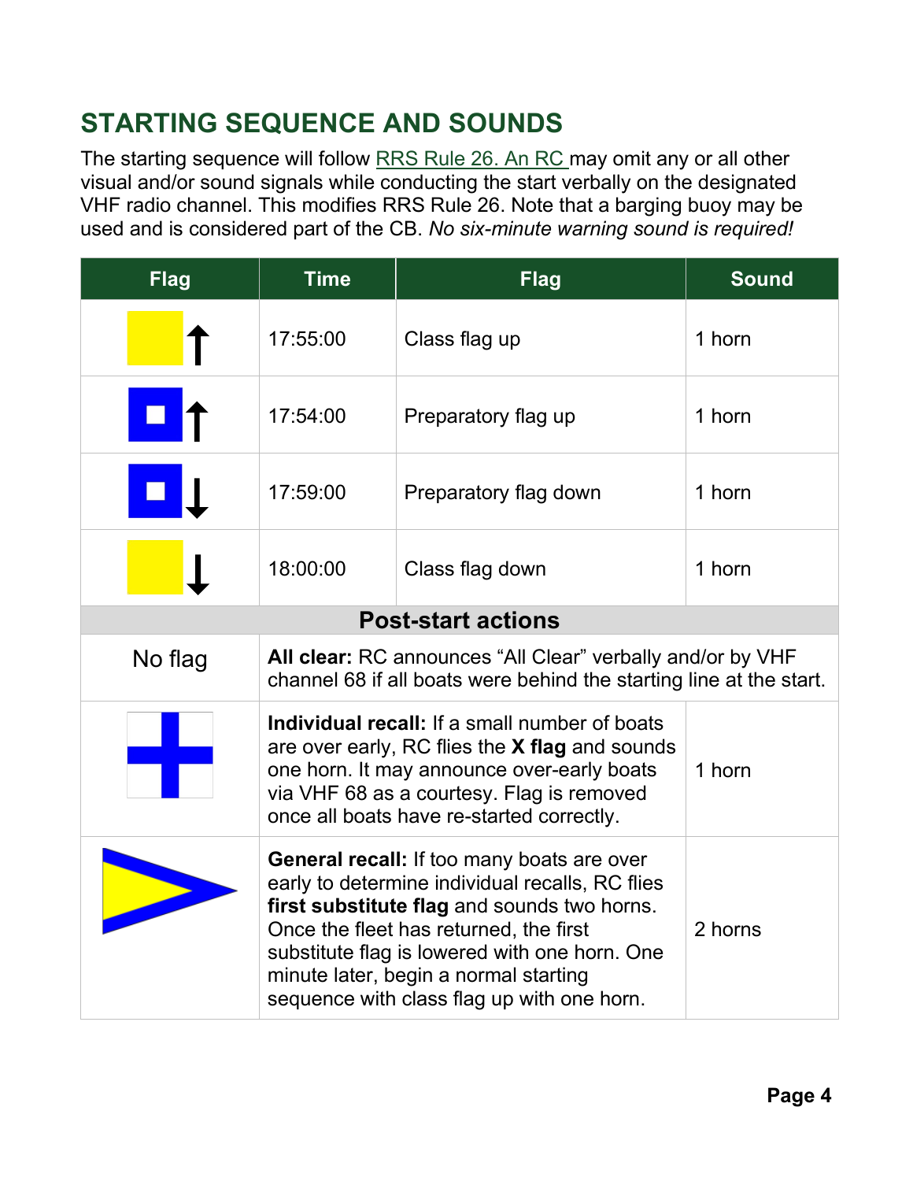## STARTING SEQUENCE AND SOUNDS

The starting sequence will follow RRS Rule 26. An RC may omit any or all other visual and/or sound signals while conducting the start verbally on the designated VHF radio channel. This modifies RRS Rule 26. Note that a barging buoy may be used and is considered part of the CB. *No six-minute warning sound is required!*

| Flag | Time | Flag | Sound |
|---|---|---|---|
| ↑ | 17:55:00 | Class flag up | 1 horn |
| ↑ | 17:54:00 | Preparatory flag up | 1 horn |
| ↓ | 17:59:00 | Preparatory flag down | 1 horn |
| ↓ | 18:00:00 | Class flag down | 1 horn |
| **Post-start actions** | | | |
| No flag | **All clear:** RC announces "All Clear" verbally and/or by VHF channel 68 if all boats were behind the starting line at the start. | | |
| | **Individual recall:** If a small number of boats are over early, RC flies the **X flag** and sounds one horn. It may announce over-early boats via VHF 68 as a courtesy. Flag is removed once all boats have re-started correctly. | | 1 horn |
| | **General recall:** If too many boats are over early to determine individual recalls, RC flies **first substitute flag** and sounds two horns. Once the fleet has returned, the first substitute flag is lowered with one horn. One minute later, begin a normal starting sequence with class flag up with one horn. | | 2 horns |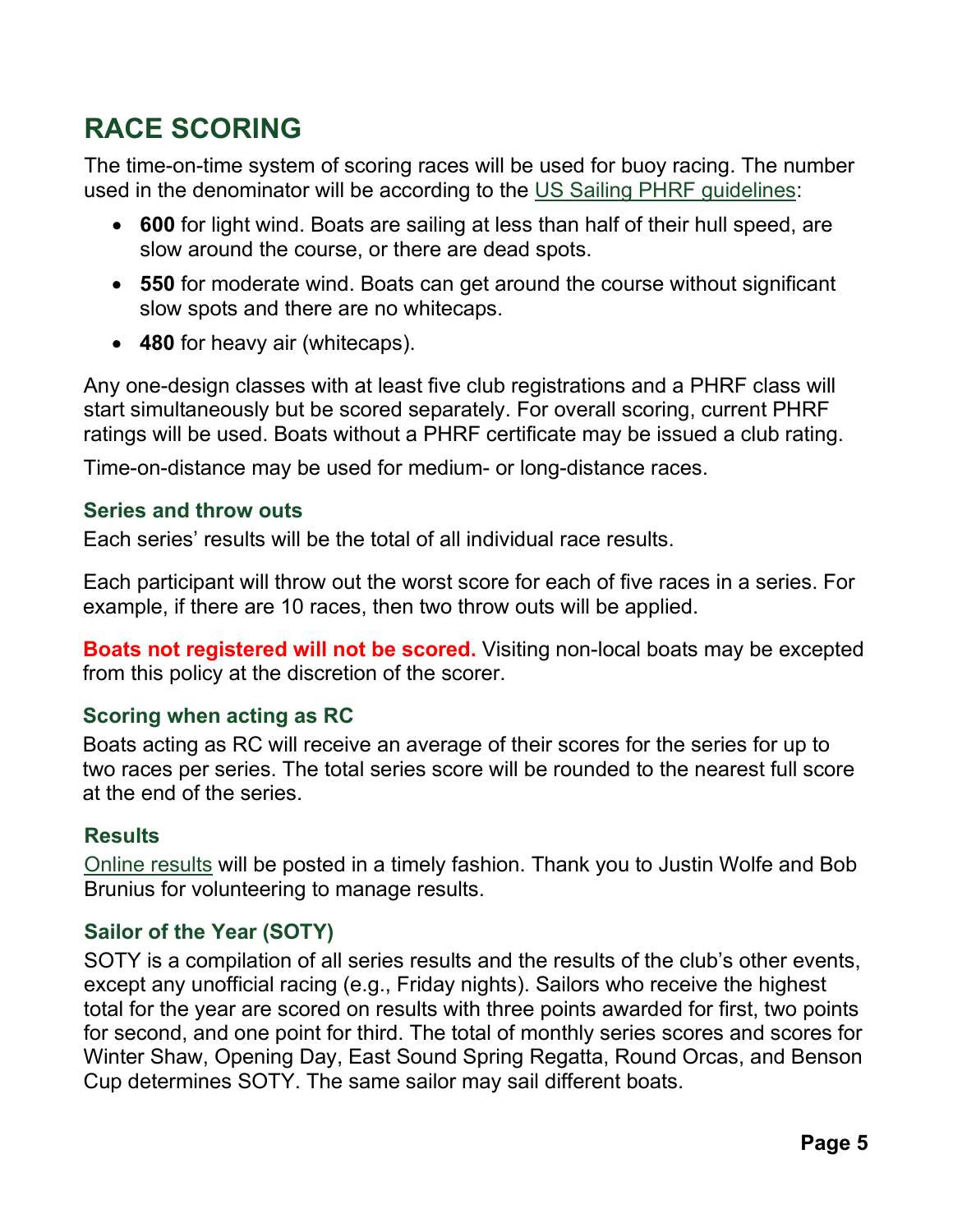# RACE SCORING

The time-on-time system of scoring races will be used for buoy racing. The number used in the denominator will be according to the [US Sailing PHRF guidelines]:

- **600** for light wind. Boats are sailing at less than half of their hull speed, are slow around the course, or there are dead spots.
- **550** for moderate wind. Boats can get around the course without significant slow spots and there are no whitecaps.
- **480** for heavy air (whitecaps).

Any one-design classes with at least five club registrations and a PHRF class will start simultaneously but be scored separately. For overall scoring, current PHRF ratings will be used. Boats without a PHRF certificate may be issued a club rating.

Time-on-distance may be used for medium- or long-distance races.

### Series and throw outs

Each series' results will be the total of all individual race results.

Each participant will throw out the worst score for each of five races in a series. For example, if there are 10 races, then two throw outs will be applied.

**Boats not registered will not be scored.** Visiting non-local boats may be excepted from this policy at the discretion of the scorer.

### Scoring when acting as RC

Boats acting as RC will receive an average of their scores for the series for up to two races per series. The total series score will be rounded to the nearest full score at the end of the series.

### Results

Online results will be posted in a timely fashion. Thank you to Justin Wolfe and Bob Brunius for volunteering to manage results.

### Sailor of the Year (SOTY)

SOTY is a compilation of all series results and the results of the club's other events, except any unofficial racing (e.g., Friday nights). Sailors who receive the highest total for the year are scored on results with three points awarded for first, two points for second, and one point for third. The total of monthly series scores and scores for Winter Shaw, Opening Day, East Sound Spring Regatta, Round Orcas, and Benson Cup determines SOTY. The same sailor may sail different boats.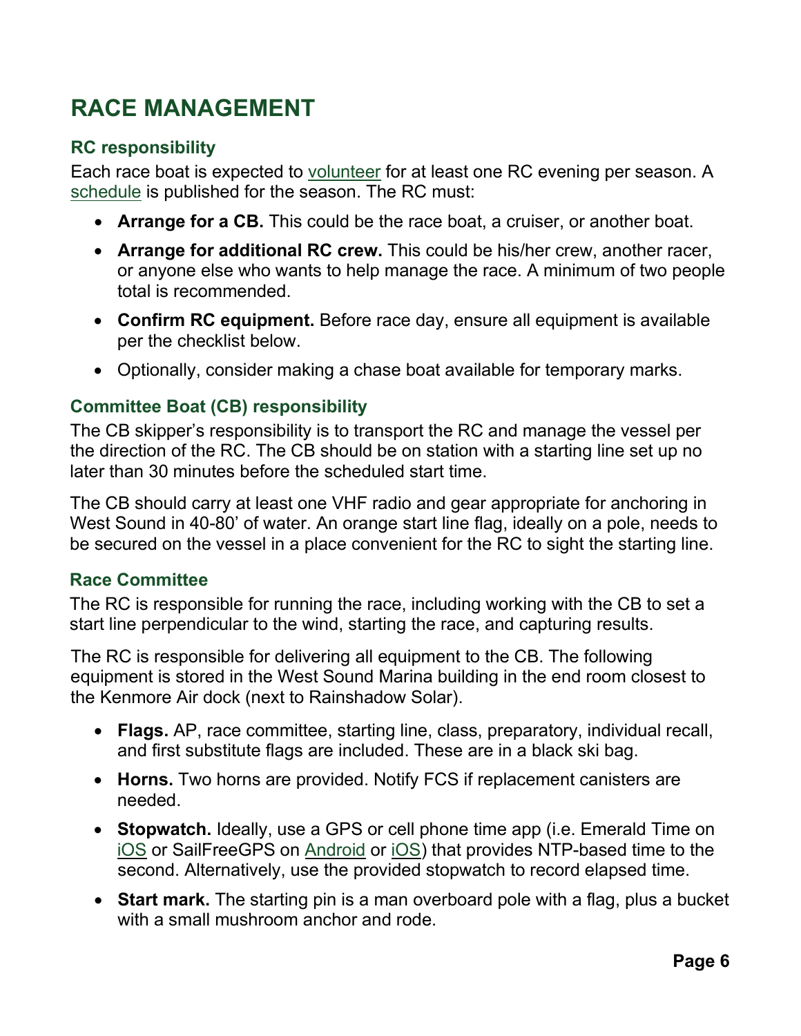# RACE MANAGEMENT

### RC responsibility

Each race boat is expected to volunteer for at least one RC evening per season. A schedule is published for the season. The RC must:

- **Arrange for a CB.** This could be the race boat, a cruiser, or another boat.
- **Arrange for additional RC crew.** This could be his/her crew, another racer, or anyone else who wants to help manage the race. A minimum of two people total is recommended.
- **Confirm RC equipment.** Before race day, ensure all equipment is available per the checklist below.
- Optionally, consider making a chase boat available for temporary marks.

### Committee Boat (CB) responsibility

The CB skipper's responsibility is to transport the RC and manage the vessel per the direction of the RC. The CB should be on station with a starting line set up no later than 30 minutes before the scheduled start time.

The CB should carry at least one VHF radio and gear appropriate for anchoring in West Sound in 40-80' of water. An orange start line flag, ideally on a pole, needs to be secured on the vessel in a place convenient for the RC to sight the starting line.

### Race Committee

The RC is responsible for running the race, including working with the CB to set a start line perpendicular to the wind, starting the race, and capturing results.

The RC is responsible for delivering all equipment to the CB. The following equipment is stored in the West Sound Marina building in the end room closest to the Kenmore Air dock (next to Rainshadow Solar).

- **Flags.** AP, race committee, starting line, class, preparatory, individual recall, and first substitute flags are included. These are in a black ski bag.
- **Horns.** Two horns are provided. Notify FCS if replacement canisters are needed.
- **Stopwatch.** Ideally, use a GPS or cell phone time app (i.e. Emerald Time on iOS or SailFreeGPS on Android or iOS) that provides NTP-based time to the second. Alternatively, use the provided stopwatch to record elapsed time.
- **Start mark.** The starting pin is a man overboard pole with a flag, plus a bucket with a small mushroom anchor and rode.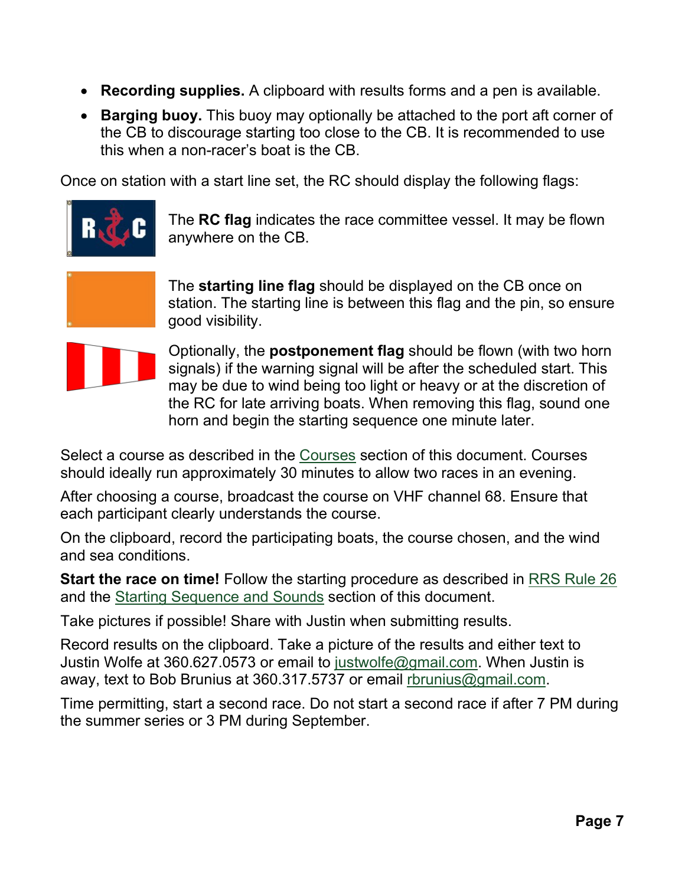- **Recording supplies.** A clipboard with results forms and a pen is available.
- **Barging buoy.** This buoy may optionally be attached to the port aft corner of the CB to discourage starting too close to the CB. It is recommended to use this when a non-racer's boat is the CB.

Once on station with a start line set, the RC should display the following flags:

The **RC flag** indicates the race committee vessel. It may be flown anywhere on the CB.

The **starting line flag** should be displayed on the CB once on station. The starting line is between this flag and the pin, so ensure good visibility.

Optionally, the **postponement flag** should be flown (with two horn signals) if the warning signal will be after the scheduled start. This may be due to wind being too light or heavy or at the discretion of the RC for late arriving boats. When removing this flag, sound one horn and begin the starting sequence one minute later.

Select a course as described in the Courses section of this document. Courses should ideally run approximately 30 minutes to allow two races in an evening.

After choosing a course, broadcast the course on VHF channel 68. Ensure that each participant clearly understands the course.

On the clipboard, record the participating boats, the course chosen, and the wind and sea conditions.

**Start the race on time!** Follow the starting procedure as described in RRS Rule 26 and the Starting Sequence and Sounds section of this document.

Take pictures if possible! Share with Justin when submitting results.

Record results on the clipboard. Take a picture of the results and either text to Justin Wolfe at 360.627.0573 or email to justwolfe@gmail.com. When Justin is away, text to Bob Brunius at 360.317.5737 or email rbrunius@gmail.com.

Time permitting, start a second race. Do not start a second race if after 7 PM during the summer series or 3 PM during September.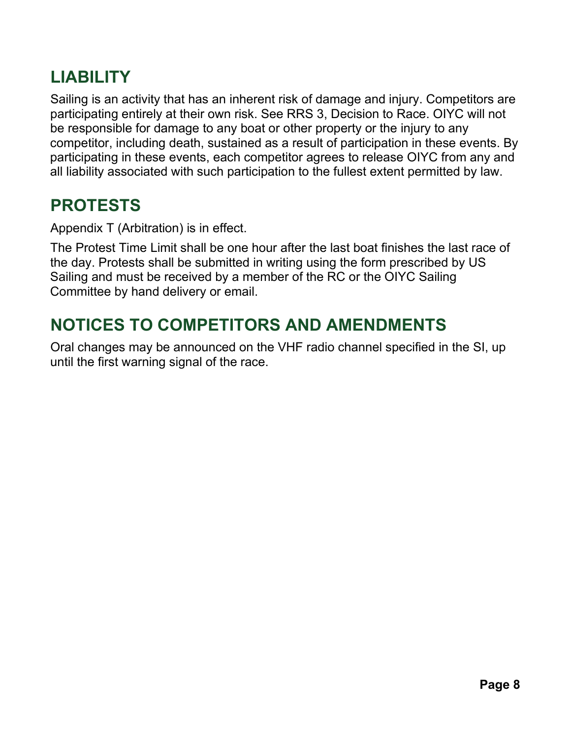## LIABILITY

Sailing is an activity that has an inherent risk of damage and injury. Competitors are participating entirely at their own risk. See RRS 3, Decision to Race. OIYC will not be responsible for damage to any boat or other property or the injury to any competitor, including death, sustained as a result of participation in these events. By participating in these events, each competitor agrees to release OIYC from any and all liability associated with such participation to the fullest extent permitted by law.

## PROTESTS

Appendix T (Arbitration) is in effect.

The Protest Time Limit shall be one hour after the last boat finishes the last race of the day. Protests shall be submitted in writing using the form prescribed by US Sailing and must be received by a member of the RC or the OIYC Sailing Committee by hand delivery or email.

## NOTICES TO COMPETITORS AND AMENDMENTS

Oral changes may be announced on the VHF radio channel specified in the SI, up until the first warning signal of the race.